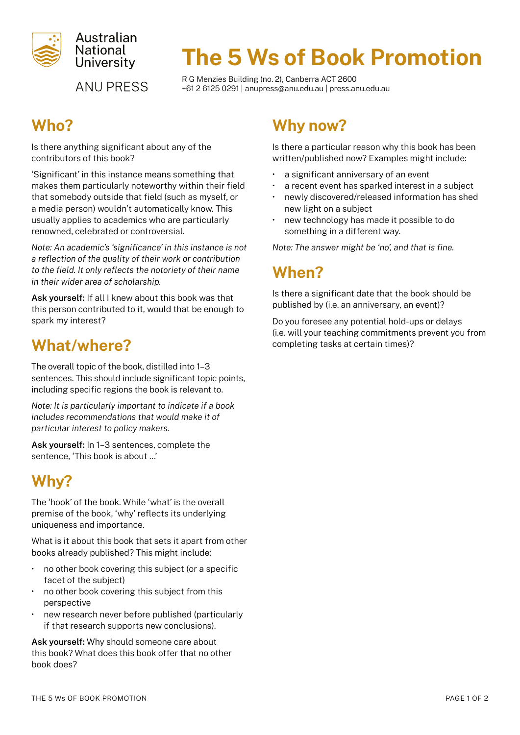Australian National University

ANU PRESS

# The 5 Ws of Book Promotion

R G Menzies Building (no. 2), Canberra ACT 2600
+61 2 6125 0291 | anupress@anu.edu.au | press.anu.edu.au

## Who?

Is there anything significant about any of the contributors of this book?

'Significant' in this instance means something that makes them particularly noteworthy within their field that somebody outside that field (such as myself, or a media person) wouldn't automatically know. This usually applies to academics who are particularly renowned, celebrated or controversial.

*Note: An academic's 'significance' in this instance is not a reflection of the quality of their work or contribution to the field. It only reflects the notoriety of their name in their wider area of scholarship.*

**Ask yourself:** If all I knew about this book was that this person contributed to it, would that be enough to spark my interest?

## What/where?

The overall topic of the book, distilled into 1–3 sentences. This should include significant topic points, including specific regions the book is relevant to.

*Note: It is particularly important to indicate if a book includes recommendations that would make it of particular interest to policy makers.*

**Ask yourself:** In 1–3 sentences, complete the sentence, 'This book is about …'

## Why?

The 'hook' of the book. While 'what' is the overall premise of the book, 'why' reflects its underlying uniqueness and importance.

What is it about this book that sets it apart from other books already published? This might include:

- no other book covering this subject (or a specific facet of the subject)
- no other book covering this subject from this perspective
- new research never before published (particularly if that research supports new conclusions).

**Ask yourself:** Why should someone care about this book? What does this book offer that no other book does?

## Why now?

Is there a particular reason why this book has been written/published now? Examples might include:

- a significant anniversary of an event
- a recent event has sparked interest in a subject
- newly discovered/released information has shed new light on a subject
- new technology has made it possible to do something in a different way.

*Note: The answer might be 'no', and that is fine.*

## When?

Is there a significant date that the book should be published by (i.e. an anniversary, an event)?

Do you foresee any potential hold-ups or delays (i.e. will your teaching commitments prevent you from completing tasks at certain times)?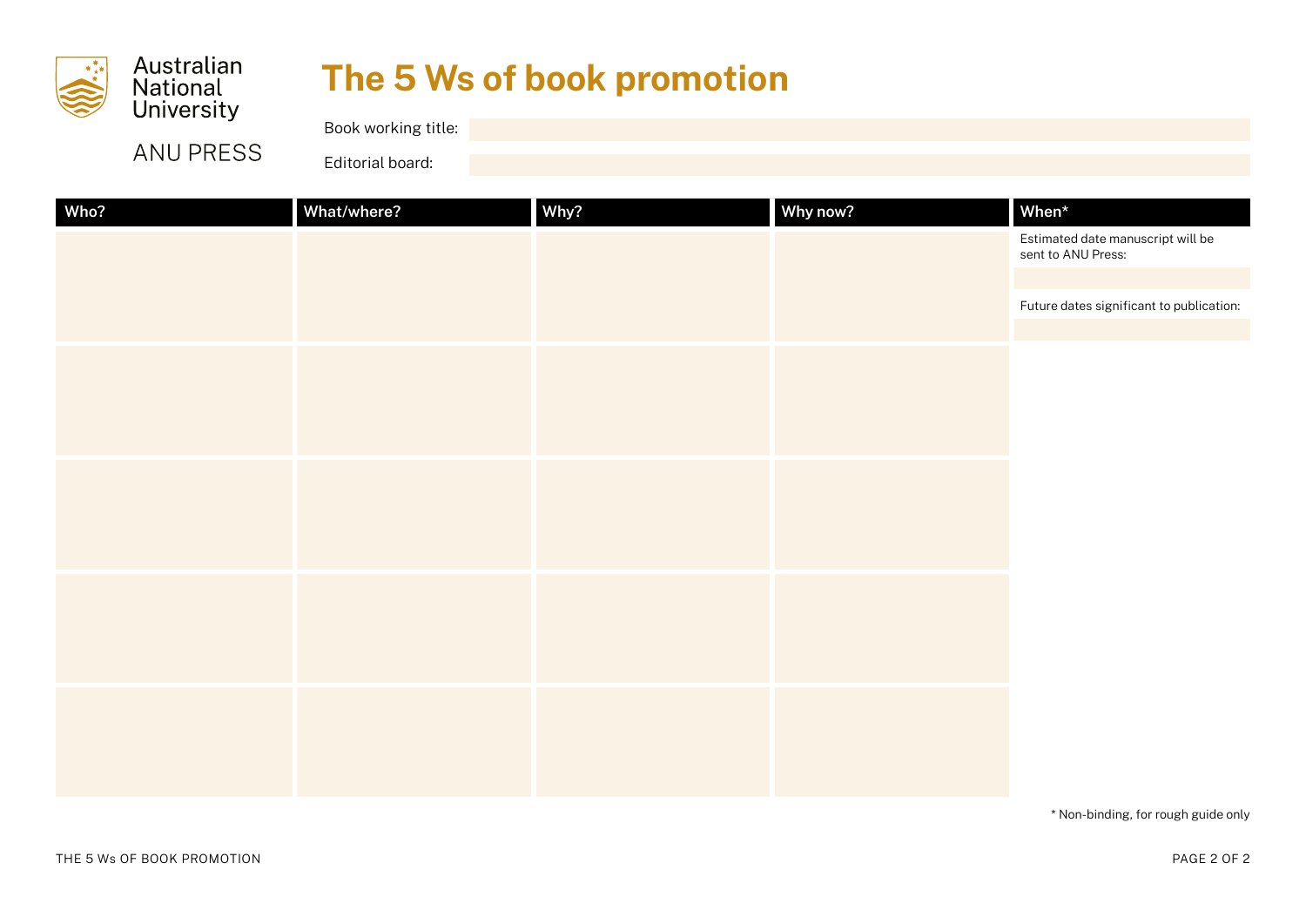Australian National University

ANU PRESS

# The 5 Ws of book promotion

Book working title:

Editorial board:

| Who? | What/where? | Why? | Why now? | When* |
|---|---|---|---|---|
| | | | | Estimated date manuscript will be sent to ANU Press: <br> <br> Future dates significant to publication: |
| | | | | |
| | | | | |
| | | | | |
| | | | | |

* Non-binding, for rough guide only